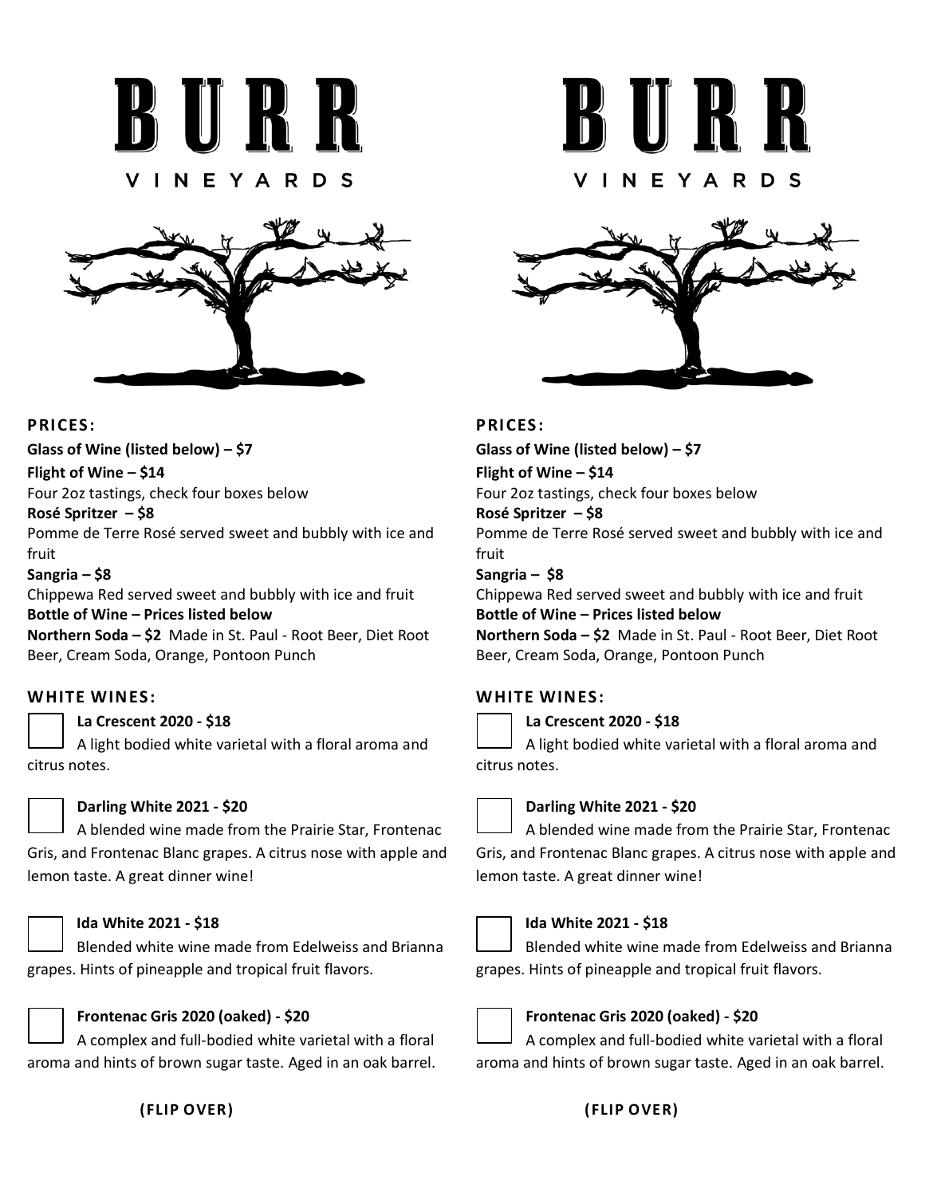# BURR

VINEYARDS

## PRICES:

**Glass of Wine (listed below) – $7**

**Flight of Wine – $14**
Four 2oz tastings, check four boxes below

**Rosé Spritzer – $8**
Pomme de Terre Rosé served sweet and bubbly with ice and fruit

**Sangria – $8**
Chippewa Red served sweet and bubbly with ice and fruit

**Bottle of Wine – Prices listed below**

**Northern Soda – $2** Made in St. Paul - Root Beer, Diet Root Beer, Cream Soda, Orange, Pontoon Punch

## WHITE WINES:

☐ **La Crescent 2020 - $18**
A light bodied white varietal with a floral aroma and citrus notes.

☐ **Darling White 2021 - $20**
A blended wine made from the Prairie Star, Frontenac Gris, and Frontenac Blanc grapes. A citrus nose with apple and lemon taste. A great dinner wine!

☐ **Ida White 2021 - $18**
Blended white wine made from Edelweiss and Brianna grapes. Hints of pineapple and tropical fruit flavors.

☐ **Frontenac Gris 2020 (oaked) - $20**
A complex and full-bodied white varietal with a floral aroma and hints of brown sugar taste. Aged in an oak barrel.

**(FLIP OVER)**

# BURR

VINEYARDS

## PRICES:

**Glass of Wine (listed below) – $7**

**Flight of Wine – $14**
Four 2oz tastings, check four boxes below

**Rosé Spritzer – $8**
Pomme de Terre Rosé served sweet and bubbly with ice and fruit

**Sangria – $8**
Chippewa Red served sweet and bubbly with ice and fruit

**Bottle of Wine – Prices listed below**

**Northern Soda – $2** Made in St. Paul - Root Beer, Diet Root Beer, Cream Soda, Orange, Pontoon Punch

## WHITE WINES:

☐ **La Crescent 2020 - $18**
A light bodied white varietal with a floral aroma and citrus notes.

☐ **Darling White 2021 - $20**
A blended wine made from the Prairie Star, Frontenac Gris, and Frontenac Blanc grapes. A citrus nose with apple and lemon taste. A great dinner wine!

☐ **Ida White 2021 - $18**
Blended white wine made from Edelweiss and Brianna grapes. Hints of pineapple and tropical fruit flavors.

☐ **Frontenac Gris 2020 (oaked) - $20**
A complex and full-bodied white varietal with a floral aroma and hints of brown sugar taste. Aged in an oak barrel.

**(FLIP OVER)**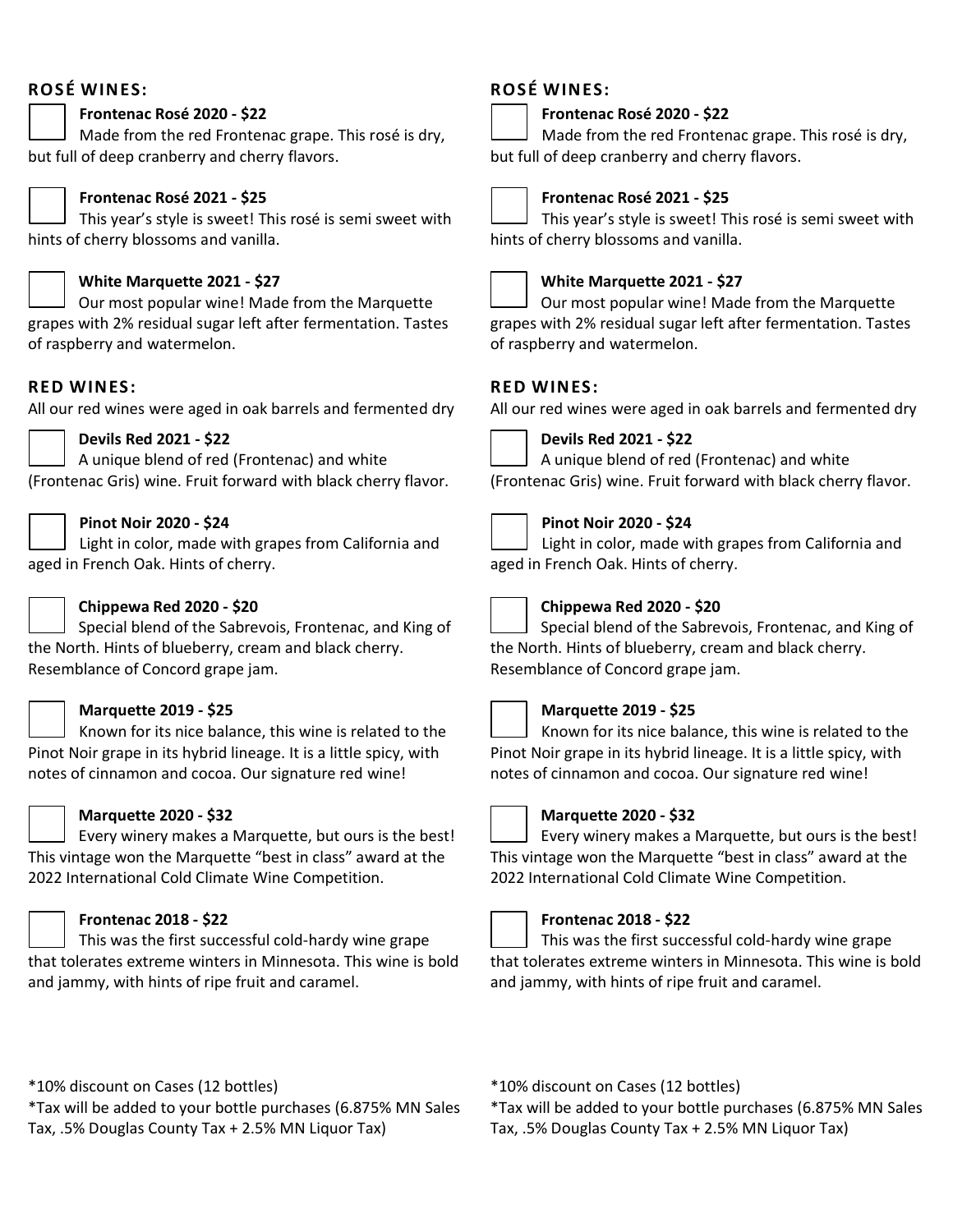## ROSÉ WINES:

☐ **Frontenac Rosé 2020 - $22**
Made from the red Frontenac grape. This rosé is dry, but full of deep cranberry and cherry flavors.

☐ **Frontenac Rosé 2021 - $25**
This year's style is sweet! This rosé is semi sweet with hints of cherry blossoms and vanilla.

☐ **White Marquette 2021 - $27**
Our most popular wine! Made from the Marquette grapes with 2% residual sugar left after fermentation. Tastes of raspberry and watermelon.

## RED WINES:

All our red wines were aged in oak barrels and fermented dry

☐ **Devils Red 2021 - $22**
A unique blend of red (Frontenac) and white (Frontenac Gris) wine. Fruit forward with black cherry flavor.

☐ **Pinot Noir 2020 - $24**
Light in color, made with grapes from California and aged in French Oak. Hints of cherry.

☐ **Chippewa Red 2020 - $20**
Special blend of the Sabrevois, Frontenac, and King of the North. Hints of blueberry, cream and black cherry. Resemblance of Concord grape jam.

☐ **Marquette 2019 - $25**
Known for its nice balance, this wine is related to the Pinot Noir grape in its hybrid lineage. It is a little spicy, with notes of cinnamon and cocoa. Our signature red wine!

☐ **Marquette 2020 - $32**
Every winery makes a Marquette, but ours is the best! This vintage won the Marquette "best in class" award at the 2022 International Cold Climate Wine Competition.

☐ **Frontenac 2018 - $22**
This was the first successful cold-hardy wine grape that tolerates extreme winters in Minnesota. This wine is bold and jammy, with hints of ripe fruit and caramel.

*10% discount on Cases (12 bottles)

*Tax will be added to your bottle purchases (6.875% MN Sales Tax, .5% Douglas County Tax + 2.5% MN Liquor Tax)

## ROSÉ WINES:

☐ **Frontenac Rosé 2020 - $22**
Made from the red Frontenac grape. This rosé is dry, but full of deep cranberry and cherry flavors.

☐ **Frontenac Rosé 2021 - $25**
This year's style is sweet! This rosé is semi sweet with hints of cherry blossoms and vanilla.

☐ **White Marquette 2021 - $27**
Our most popular wine! Made from the Marquette grapes with 2% residual sugar left after fermentation. Tastes of raspberry and watermelon.

## RED WINES:

All our red wines were aged in oak barrels and fermented dry

☐ **Devils Red 2021 - $22**
A unique blend of red (Frontenac) and white (Frontenac Gris) wine. Fruit forward with black cherry flavor.

☐ **Pinot Noir 2020 - $24**
Light in color, made with grapes from California and aged in French Oak. Hints of cherry.

☐ **Chippewa Red 2020 - $20**
Special blend of the Sabrevois, Frontenac, and King of the North. Hints of blueberry, cream and black cherry. Resemblance of Concord grape jam.

☐ **Marquette 2019 - $25**
Known for its nice balance, this wine is related to the Pinot Noir grape in its hybrid lineage. It is a little spicy, with notes of cinnamon and cocoa. Our signature red wine!

☐ **Marquette 2020 - $32**
Every winery makes a Marquette, but ours is the best! This vintage won the Marquette "best in class" award at the 2022 International Cold Climate Wine Competition.

☐ **Frontenac 2018 - $22**
This was the first successful cold-hardy wine grape that tolerates extreme winters in Minnesota. This wine is bold and jammy, with hints of ripe fruit and caramel.

*10% discount on Cases (12 bottles)

*Tax will be added to your bottle purchases (6.875% MN Sales Tax, .5% Douglas County Tax + 2.5% MN Liquor Tax)